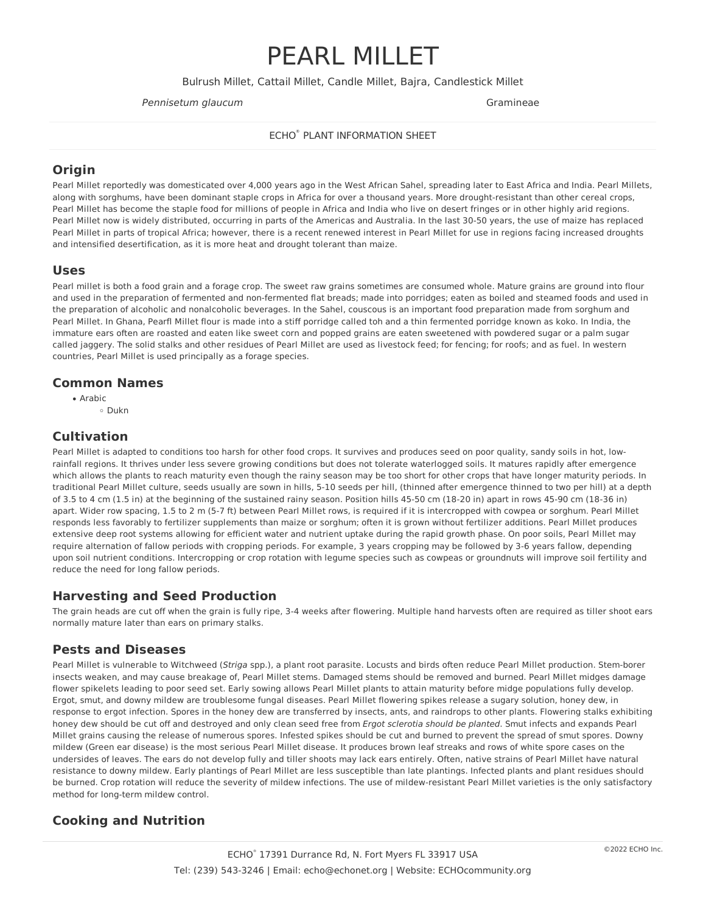# PEARL MILLET

Bulrush Millet, Cattail Millet, Candle Millet, Bajra, Candlestick Millet

*Pennisetum glaucum* Gramineae

ECHO® PLANT INFORMATION SHEET

## Origin

Pearl Millet reportedly was domesticated over 4,000 years ago in the West African Sahel, spreading later to East Africa and India. Pearl Millets, along with sorghums, have been dominant staple crops in Africa for over a thousand years. More drought-resistant than other cereal crops, Pearl Millet has become the staple food for millions of people in Africa and India who live on desert fringes or in other highly arid regions. Pearl Millet now is widely distributed, occurring in parts of the Americas and Australia. In the last 30-50 years, the use of maize has replaced Pearl Millet in parts of tropical Africa; however, there is a recent renewed interest in Pearl Millet for use in regions facing increased droughts and intensified desertification, as it is more heat and drought tolerant than maize.

## Uses

Pearl millet is both a food grain and a forage crop. The sweet raw grains sometimes are consumed whole. Mature grains are ground into flour and used in the preparation of fermented and non-fermented flat breads; made into porridges; eaten as boiled and steamed foods and used in the preparation of alcoholic and nonalcoholic beverages. In the Sahel, couscous is an important food preparation made from sorghum and Pearl Millet. In Ghana, Pearfl Millet flour is made into a stiff porridge called toh and a thin fermented porridge known as koko. In India, the immature ears often are roasted and eaten like sweet corn and popped grains are eaten sweetened with powdered sugar or a palm sugar called jaggery. The solid stalks and other residues of Pearl Millet are used as livestock feed; for fencing; for roofs; and as fuel. In western countries, Pearl Millet is used principally as a forage species.

## Common Names

- Arabic
  - Dukn

## Cultivation

Pearl Millet is adapted to conditions too harsh for other food crops. It survives and produces seed on poor quality, sandy soils in hot, low-rainfall regions. It thrives under less severe growing conditions but does not tolerate waterlogged soils. It matures rapidly after emergence which allows the plants to reach maturity even though the rainy season may be too short for other crops that have longer maturity periods. In traditional Pearl Millet culture, seeds usually are sown in hills, 5-10 seeds per hill, (thinned after emergence thinned to two per hill) at a depth of 3.5 to 4 cm (1.5 in) at the beginning of the sustained rainy season. Position hills 45-50 cm (18-20 in) apart in rows 45-90 cm (18-36 in) apart. Wider row spacing, 1.5 to 2 m (5-7 ft) between Pearl Millet rows, is required if it is intercropped with cowpea or sorghum. Pearl Millet responds less favorably to fertilizer supplements than maize or sorghum; often it is grown without fertilizer additions. Pearl Millet produces extensive deep root systems allowing for efficient water and nutrient uptake during the rapid growth phase. On poor soils, Pearl Millet may require alternation of fallow periods with cropping periods. For example, 3 years cropping may be followed by 3-6 years fallow, depending upon soil nutrient conditions. Intercropping or crop rotation with legume species such as cowpeas or groundnuts will improve soil fertility and reduce the need for long fallow periods.

## Harvesting and Seed Production

The grain heads are cut off when the grain is fully ripe, 3-4 weeks after flowering. Multiple hand harvests often are required as tiller shoot ears normally mature later than ears on primary stalks.

## Pests and Diseases

Pearl Millet is vulnerable to Witchweed (*Striga* spp.), a plant root parasite. Locusts and birds often reduce Pearl Millet production. Stem-borer insects weaken, and may cause breakage of, Pearl Millet stems. Damaged stems should be removed and burned. Pearl Millet midges damage flower spikelets leading to poor seed set. Early sowing allows Pearl Millet plants to attain maturity before midge populations fully develop. Ergot, smut, and downy mildew are troublesome fungal diseases. Pearl Millet flowering spikes release a sugary solution, honey dew, in response to ergot infection. Spores in the honey dew are transferred by insects, ants, and raindrops to other plants. Flowering stalks exhibiting honey dew should be cut off and destroyed and only clean seed free from *Ergot sclerotia should be planted*. Smut infects and expands Pearl Millet grains causing the release of numerous spores. Infested spikes should be cut and burned to prevent the spread of smut spores. Downy mildew (Green ear disease) is the most serious Pearl Millet disease. It produces brown leaf streaks and rows of white spore cases on the undersides of leaves. The ears do not develop fully and tiller shoots may lack ears entirely. Often, native strains of Pearl Millet have natural resistance to downy mildew. Early plantings of Pearl Millet are less susceptible than late plantings. Infected plants and plant residues should be burned. Crop rotation will reduce the severity of mildew infections. The use of mildew-resistant Pearl Millet varieties is the only satisfactory method for long-term mildew control.

## Cooking and Nutrition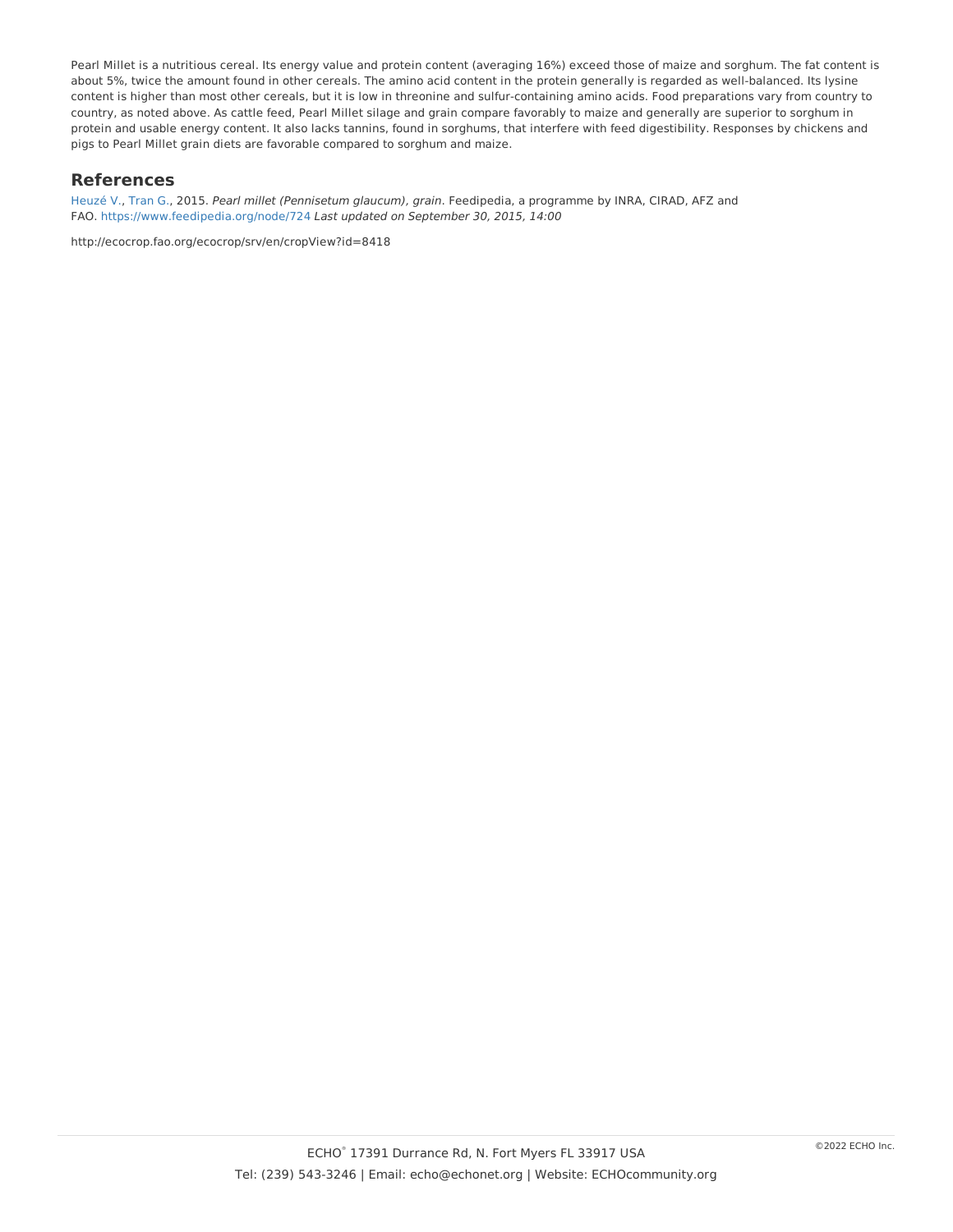Pearl Millet is a nutritious cereal. Its energy value and protein content (averaging 16%) exceed those of maize and sorghum. The fat content is about 5%, twice the amount found in other cereals. The amino acid content in the protein generally is regarded as well-balanced. Its lysine content is higher than most other cereals, but it is low in threonine and sulfur-containing amino acids. Food preparations vary from country to country, as noted above. As cattle feed, Pearl Millet silage and grain compare favorably to maize and generally are superior to sorghum in protein and usable energy content. It also lacks tannins, found in sorghums, that interfere with feed digestibility. Responses by chickens and pigs to Pearl Millet grain diets are favorable compared to sorghum and maize.

## References

Heuzé V., Tran G., 2015. *Pearl millet (Pennisetum glaucum), grain*. Feedipedia, a programme by INRA, CIRAD, AFZ and FAO. https://www.feedipedia.org/node/724 *Last updated on September 30, 2015, 14:00*

http://ecocrop.fao.org/ecocrop/srv/en/cropView?id=8418

ECHO® 17391 Durrance Rd, N. Fort Myers FL 33917 USA

Tel: (239) 543-3246 | Email: echo@echonet.org | Website: ECHOcommunity.org

©2022 ECHO Inc.